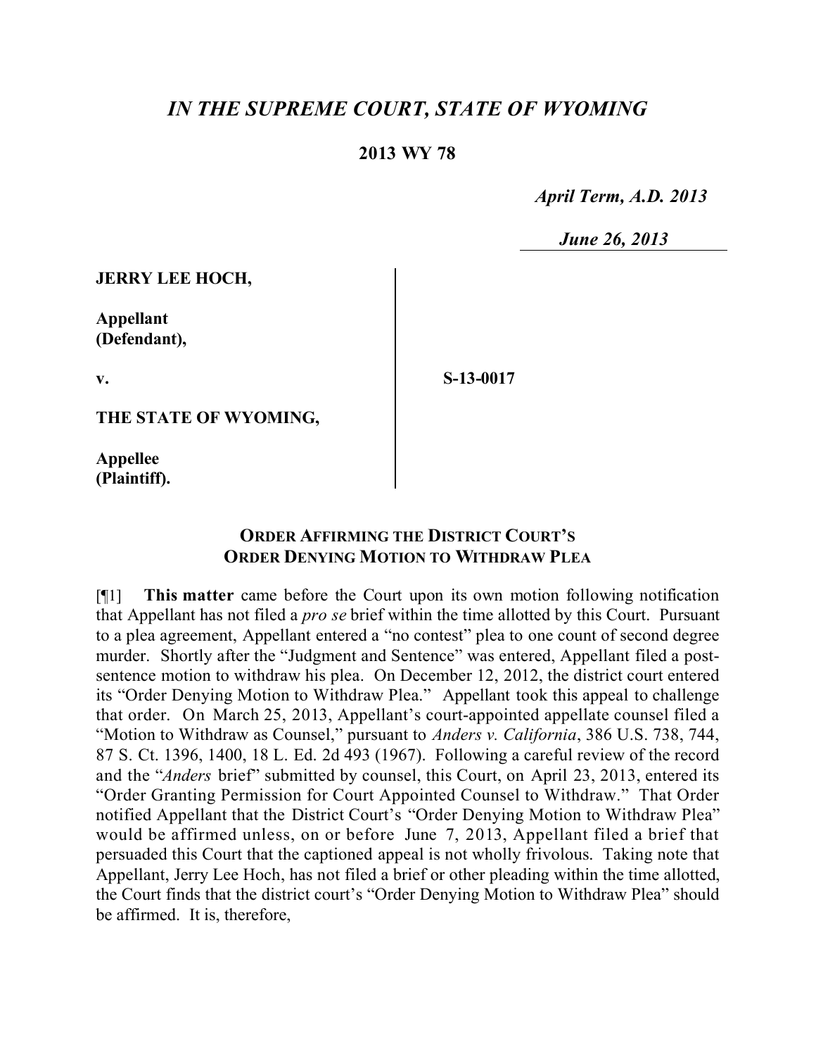# *IN THE SUPREME COURT, STATE OF WYOMING*

**2013 WY 78**

*April Term, A.D. 2013*

*June 26, 2013*

**JERRY LEE HOCH,**

**Appellant (Defendant),**

**v.**

**S-13-0017**

**THE STATE OF WYOMING,**

**Appellee (Plaintiff).**

**ORDER AFFIRMING THE DISTRICT COURT'S ORDER DENYING MOTION TO WITHDRAW PLEA**

[¶1] **This matter** came before the Court upon its own motion following notification that Appellant has not filed a *pro se* brief within the time allotted by this Court. Pursuant to a plea agreement, Appellant entered a "no contest" plea to one count of second degree murder. Shortly after the "Judgment and Sentence" was entered, Appellant filed a post-sentence motion to withdraw his plea. On December 12, 2012, the district court entered its "Order Denying Motion to Withdraw Plea." Appellant took this appeal to challenge that order. On March 25, 2013, Appellant's court-appointed appellate counsel filed a "Motion to Withdraw as Counsel," pursuant to *Anders v. California*, 386 U.S. 738, 744, 87 S. Ct. 1396, 1400, 18 L. Ed. 2d 493 (1967). Following a careful review of the record and the "*Anders* brief" submitted by counsel, this Court, on April 23, 2013, entered its "Order Granting Permission for Court Appointed Counsel to Withdraw." That Order notified Appellant that the District Court's "Order Denying Motion to Withdraw Plea" would be affirmed unless, on or before June 7, 2013, Appellant filed a brief that persuaded this Court that the captioned appeal is not wholly frivolous. Taking note that Appellant, Jerry Lee Hoch, has not filed a brief or other pleading within the time allotted, the Court finds that the district court's "Order Denying Motion to Withdraw Plea" should be affirmed. It is, therefore,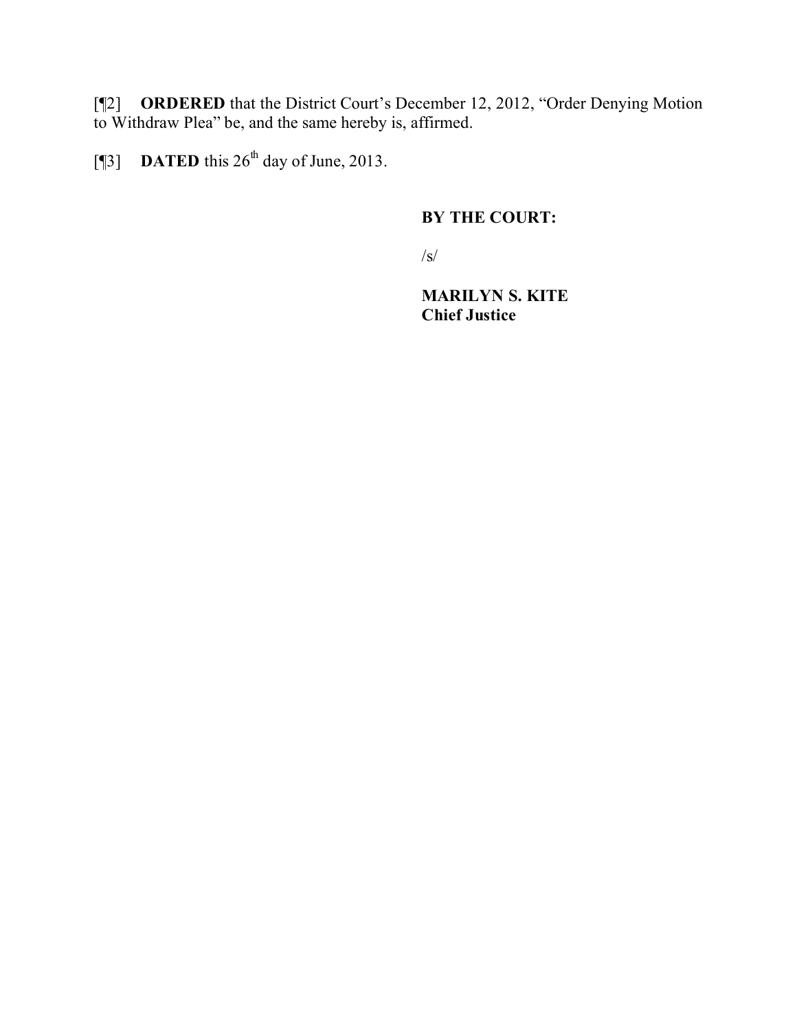[¶2] **ORDERED** that the District Court's December 12, 2012, "Order Denying Motion to Withdraw Plea" be, and the same hereby is, affirmed.

[¶3] **DATED** this 26th day of June, 2013.

**BY THE COURT:**

/s/

**MARILYN S. KITE**
**Chief Justice**